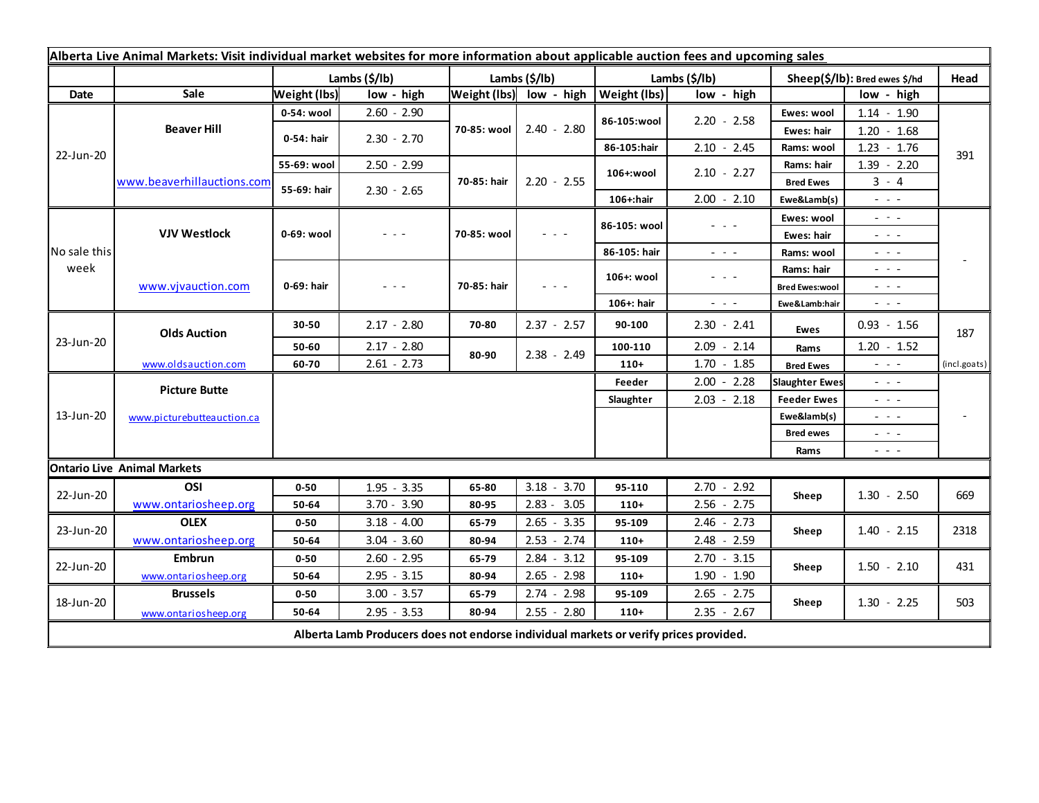**Alberta Live Animal Markets: Visit individual market websites for more information about applicable auction fees and upcoming sales**

| Date | Sale | Lambs ($/lb) | | Lambs ($/lb) | | Lambs ($/lb) | | Sheep($/lb): Bred ewes $/hd | | Head |
|---|---|---|---|---|---|---|---|---|---|---|
| | | Weight (lbs) | low - high | Weight (lbs) | low - high | Weight (lbs) | low - high | | low - high | |
| 22-Jun-20 | Beaver Hill | 0-54: wool | 2.60 - 2.90 | 70-85: wool | 2.40 - 2.80 | 86-105:wool | 2.20 - 2.58 | Ewes: wool | 1.14 - 1.90 | 391 |
| | | 0-54: hair | 2.30 - 2.70 | | | | | Ewes: hair | 1.20 - 1.68 | |
| | | | | | | 86-105:hair | 2.10 - 2.45 | Rams: wool | 1.23 - 1.76 | |
| | www.beaverhillauctions.com | 55-69: wool | 2.50 - 2.99 | 70-85: hair | 2.20 - 2.55 | 106+:wool | 2.10 - 2.27 | Rams: hair | 1.39 - 2.20 | |
| | | 55-69: hair | 2.30 - 2.65 | | | | | Bred Ewes | 3 - 4 | |
| | | | | | | 106+:hair | 2.00 - 2.10 | Ewe&Lamb(s) | - - - | |
| No sale this week | VJV Westlock | 0-69: wool | - - - | 70-85: wool | - - - | 86-105: wool | - - - | Ewes: wool | - - - | - |
| | | | | | | | | Ewes: hair | - - - | |
| | | | | | | 86-105: hair | - - - | Rams: wool | - - - | |
| | www.vjvauction.com | 0-69: hair | - - - | 70-85: hair | - - - | 106+: wool | - - - | Rams: hair | - - - | |
| | | | | | | | | Bred Ewes:wool | - - - | |
| | | | | | | 106+: hair | - - - | Ewe&Lamb:hair | - - - | |
| 23-Jun-20 | Olds Auction | 30-50 | 2.17 - 2.80 | 70-80 | 2.37 - 2.57 | 90-100 | 2.30 - 2.41 | Ewes | 0.93 - 1.56 | 187 |
| | | 50-60 | 2.17 - 2.80 | 80-90 | 2.38 - 2.49 | 100-110 | 2.09 - 2.14 | Rams | 1.20 - 1.52 | |
| | www.oldsauction.com | 60-70 | 2.61 - 2.73 | | | 110+ | 1.70 - 1.85 | Bred Ewes | - - - | (incl.goats) |
| 13-Jun-20 | Picture Butte | | | | | Feeder | 2.00 - 2.28 | Slaughter Ewes | - - - | - |
| | | | | | | Slaughter | 2.03 - 2.18 | Feeder Ewes | - - - | |
| | www.picturebutteauction.ca | | | | | | | Ewe&lamb(s) | - - - | |
| | | | | | | | | Bred ewes | - - - | |
| | | | | | | | | Rams | - - - | |
| **Ontario Live Animal Markets** | | | | | | | | | | |
| 22-Jun-20 | OSI | 0-50 | 1.95 - 3.35 | 65-80 | 3.18 - 3.70 | 95-110 | 2.70 - 2.92 | Sheep | 1.30 - 2.50 | 669 |
| | www.ontariosheep.org | 50-64 | 3.70 - 3.90 | 80-95 | 2.83 - 3.05 | 110+ | 2.56 - 2.75 | | | |
| 23-Jun-20 | OLEX | 0-50 | 3.18 - 4.00 | 65-79 | 2.65 - 3.35 | 95-109 | 2.46 - 2.73 | Sheep | 1.40 - 2.15 | 2318 |
| | www.ontariosheep.org | 50-64 | 3.04 - 3.60 | 80-94 | 2.53 - 2.74 | 110+ | 2.48 - 2.59 | | | |
| 22-Jun-20 | Embrun | 0-50 | 2.60 - 2.95 | 65-79 | 2.84 - 3.12 | 95-109 | 2.70 - 3.15 | Sheep | 1.50 - 2.10 | 431 |
| | www.ontariosheep.org | 50-64 | 2.95 - 3.15 | 80-94 | 2.65 - 2.98 | 110+ | 1.90 - 1.90 | | | |
| 18-Jun-20 | Brussels | 0-50 | 3.00 - 3.57 | 65-79 | 2.74 - 2.98 | 95-109 | 2.65 - 2.75 | Sheep | 1.30 - 2.25 | 503 |
| | www.ontariosheep.org | 50-64 | 2.95 - 3.53 | 80-94 | 2.55 - 2.80 | 110+ | 2.35 - 2.67 | | | |

**Alberta Lamb Producers does not endorse individual markets or verify prices provided.**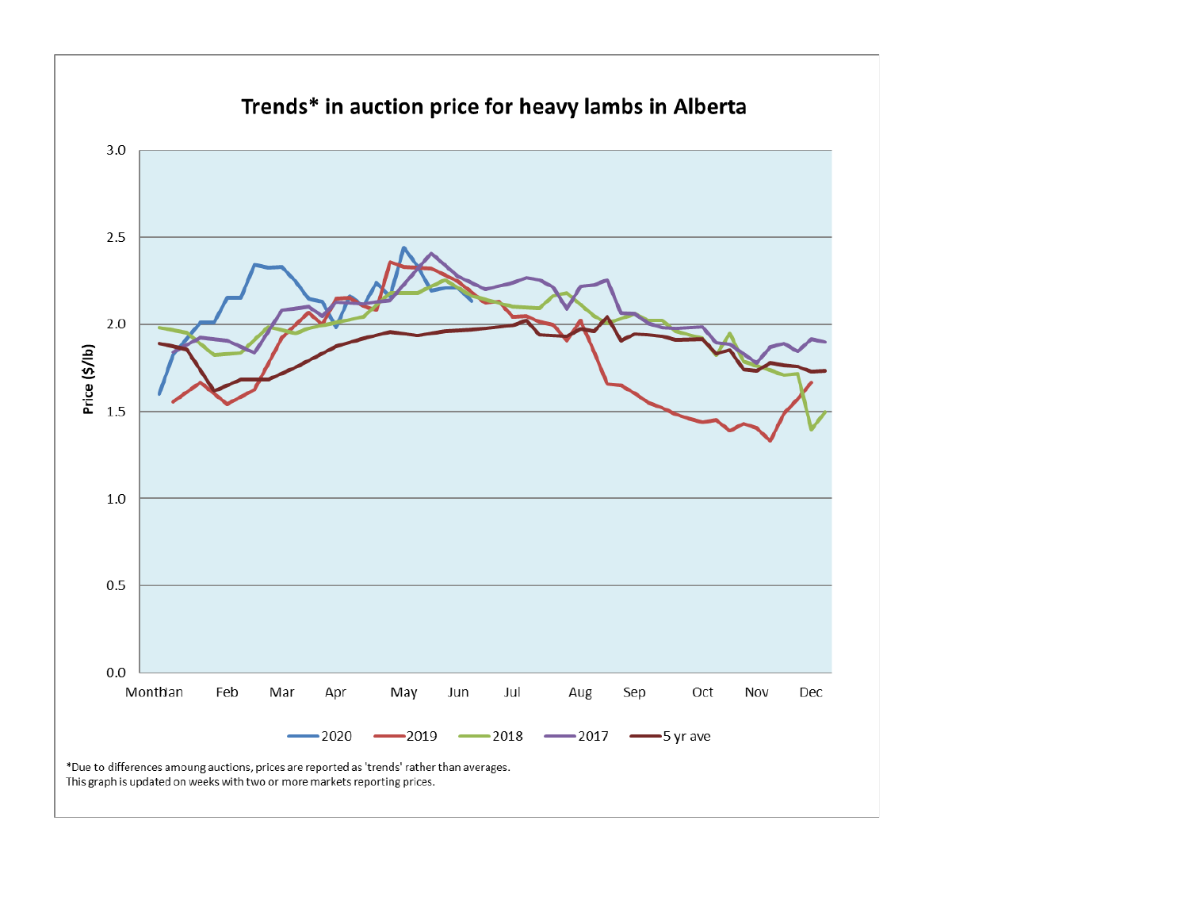## Trends* in auction price for heavy lambs in Alberta

Price ($/lb)

3.0
2.5
2.0
1.5
1.0
0.5
0.0

Month Jan Feb Mar Apr May Jun Jul Aug Sep Oct Nov Dec

2020 2019 2018 2017 5 yr ave

*Due to differences amoung auctions, prices are reported as 'trends' rather than averages.
This graph is updated on weeks with two or more markets reporting prices.